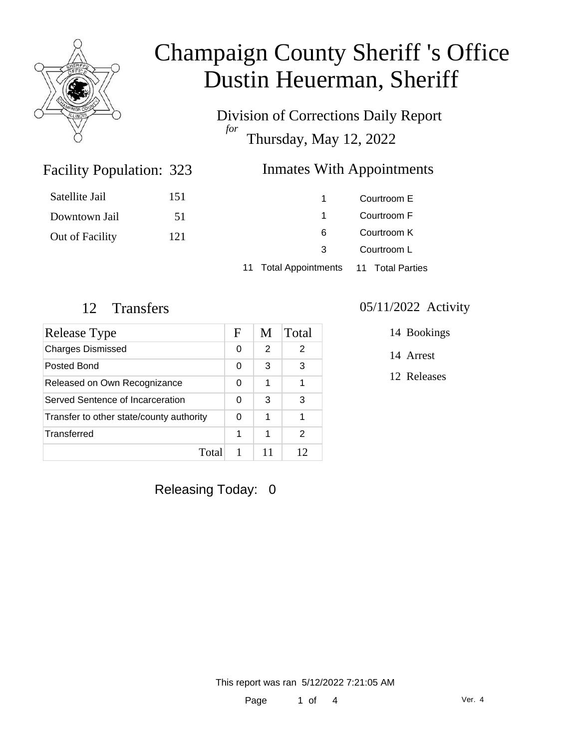# Champaign County Sheriff 's Office
# Dustin Heuerman, Sheriff

Division of Corrections Daily Report
*for*
Thursday, May 12, 2022

## Facility Population: 323

| | |
|---|---|
| Satellite Jail | 151 |
| Downtown Jail | 51 |
| Out of Facility | 121 |

## Inmates With Appointments

| | |
|---|---|
| 1 | Courtroom E |
| 1 | Courtroom F |
| 6 | Courtroom K |
| 3 | Courtroom L |
| 11 Total Appointments | 11 Total Parties |

## 12 Transfers

| Release Type | F | M | Total |
|---|---|---|---|
| Charges Dismissed | 0 | 2 | 2 |
| Posted Bond | 0 | 3 | 3 |
| Released on Own Recognizance | 0 | 1 | 1 |
| Served Sentence of Incarceration | 0 | 3 | 3 |
| Transfer to other state/county authority | 0 | 1 | 1 |
| Transferred | 1 | 1 | 2 |
| Total | 1 | 11 | 12 |

## 05/11/2022 Activity

14 Bookings

14 Arrest

12 Releases

Releasing Today: 0

This report was ran 5/12/2022 7:21:05 AM

Ver. 4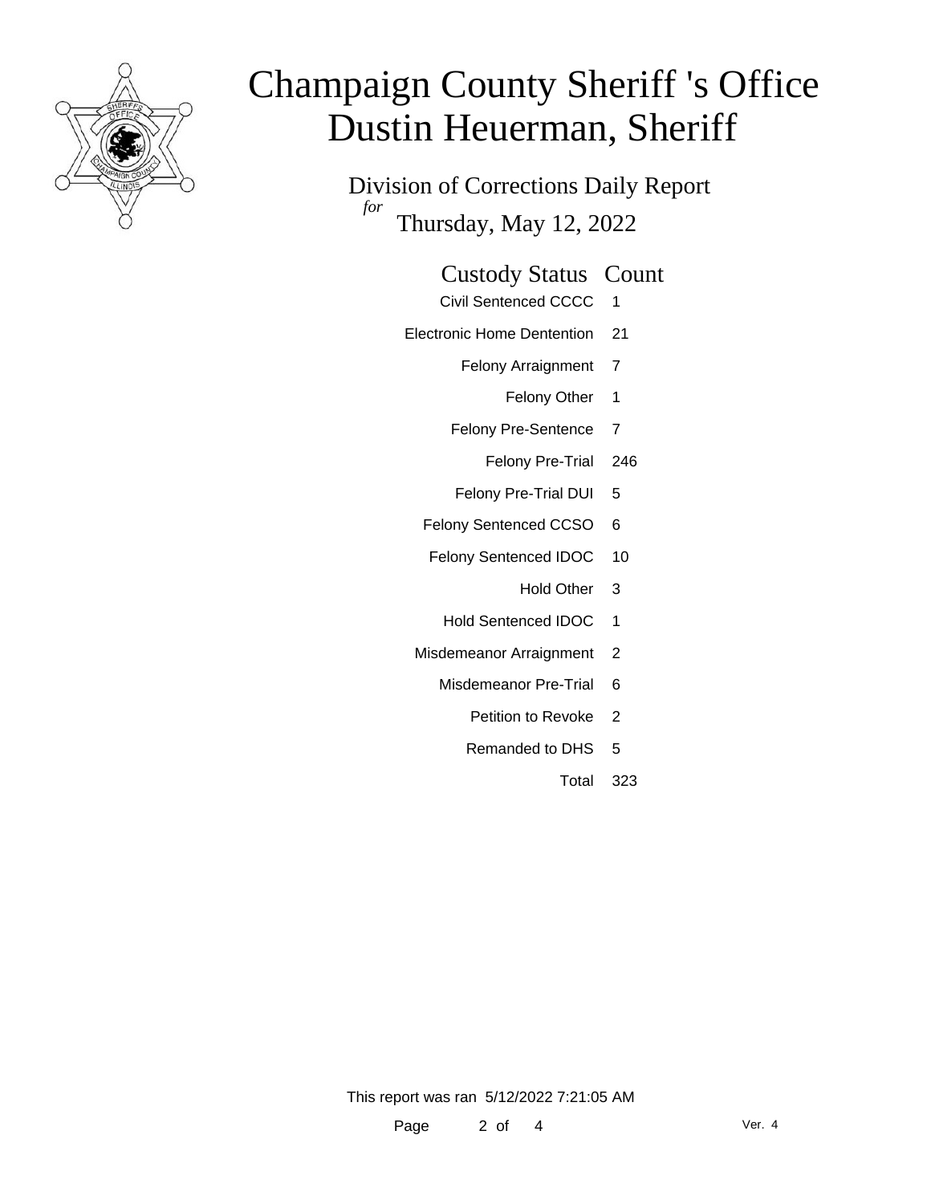# Champaign County Sheriff 's Office
# Dustin Heuerman, Sheriff

Division of Corrections Daily Report
*for*
Thursday, May 12, 2022

| Custody Status | Count |
|---|---|
| Civil Sentenced CCCC | 1 |
| Electronic Home Dentention | 21 |
| Felony Arraignment | 7 |
| Felony Other | 1 |
| Felony Pre-Sentence | 7 |
| Felony Pre-Trial | 246 |
| Felony Pre-Trial DUI | 5 |
| Felony Sentenced CCSO | 6 |
| Felony Sentenced IDOC | 10 |
| Hold Other | 3 |
| Hold Sentenced IDOC | 1 |
| Misdemeanor Arraignment | 2 |
| Misdemeanor Pre-Trial | 6 |
| Petition to Revoke | 2 |
| Remanded to DHS | 5 |
| Total | 323 |

This report was ran 5/12/2022 7:21:05 AM

Ver. 4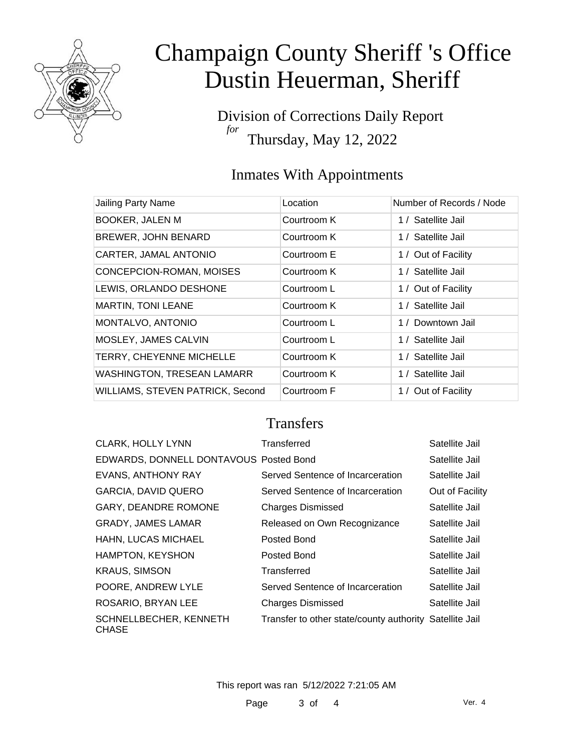# Champaign County Sheriff 's Office
# Dustin Heuerman, Sheriff

Division of Corrections Daily Report
*for*
Thursday, May 12, 2022

## Inmates With Appointments

| Jailing Party Name | Location | Number of Records / Node |
|---|---|---|
| BOOKER, JALEN M | Courtroom K | 1 / Satellite Jail |
| BREWER, JOHN BENARD | Courtroom K | 1 / Satellite Jail |
| CARTER, JAMAL ANTONIO | Courtroom E | 1 / Out of Facility |
| CONCEPCION-ROMAN, MOISES | Courtroom K | 1 / Satellite Jail |
| LEWIS, ORLANDO DESHONE | Courtroom L | 1 / Out of Facility |
| MARTIN, TONI LEANE | Courtroom K | 1 / Satellite Jail |
| MONTALVO, ANTONIO | Courtroom L | 1 / Downtown Jail |
| MOSLEY, JAMES CALVIN | Courtroom L | 1 / Satellite Jail |
| TERRY, CHEYENNE MICHELLE | Courtroom K | 1 / Satellite Jail |
| WASHINGTON, TRESEAN LAMARR | Courtroom K | 1 / Satellite Jail |
| WILLIAMS, STEVEN PATRICK, Second | Courtroom F | 1 / Out of Facility |

## Transfers

| | | |
|---|---|---|
| CLARK, HOLLY LYNN | Transferred | Satellite Jail |
| EDWARDS, DONNELL DONTAVOUS | Posted Bond | Satellite Jail |
| EVANS, ANTHONY RAY | Served Sentence of Incarceration | Satellite Jail |
| GARCIA, DAVID QUERO | Served Sentence of Incarceration | Out of Facility |
| GARY, DEANDRE ROMONE | Charges Dismissed | Satellite Jail |
| GRADY, JAMES LAMAR | Released on Own Recognizance | Satellite Jail |
| HAHN, LUCAS MICHAEL | Posted Bond | Satellite Jail |
| HAMPTON, KEYSHON | Posted Bond | Satellite Jail |
| KRAUS, SIMSON | Transferred | Satellite Jail |
| POORE, ANDREW LYLE | Served Sentence of Incarceration | Satellite Jail |
| ROSARIO, BRYAN LEE | Charges Dismissed | Satellite Jail |
| SCHNELLBECHER, KENNETH CHASE | Transfer to other state/county authority | Satellite Jail |

This report was ran 5/12/2022 7:21:05 AM

Ver. 4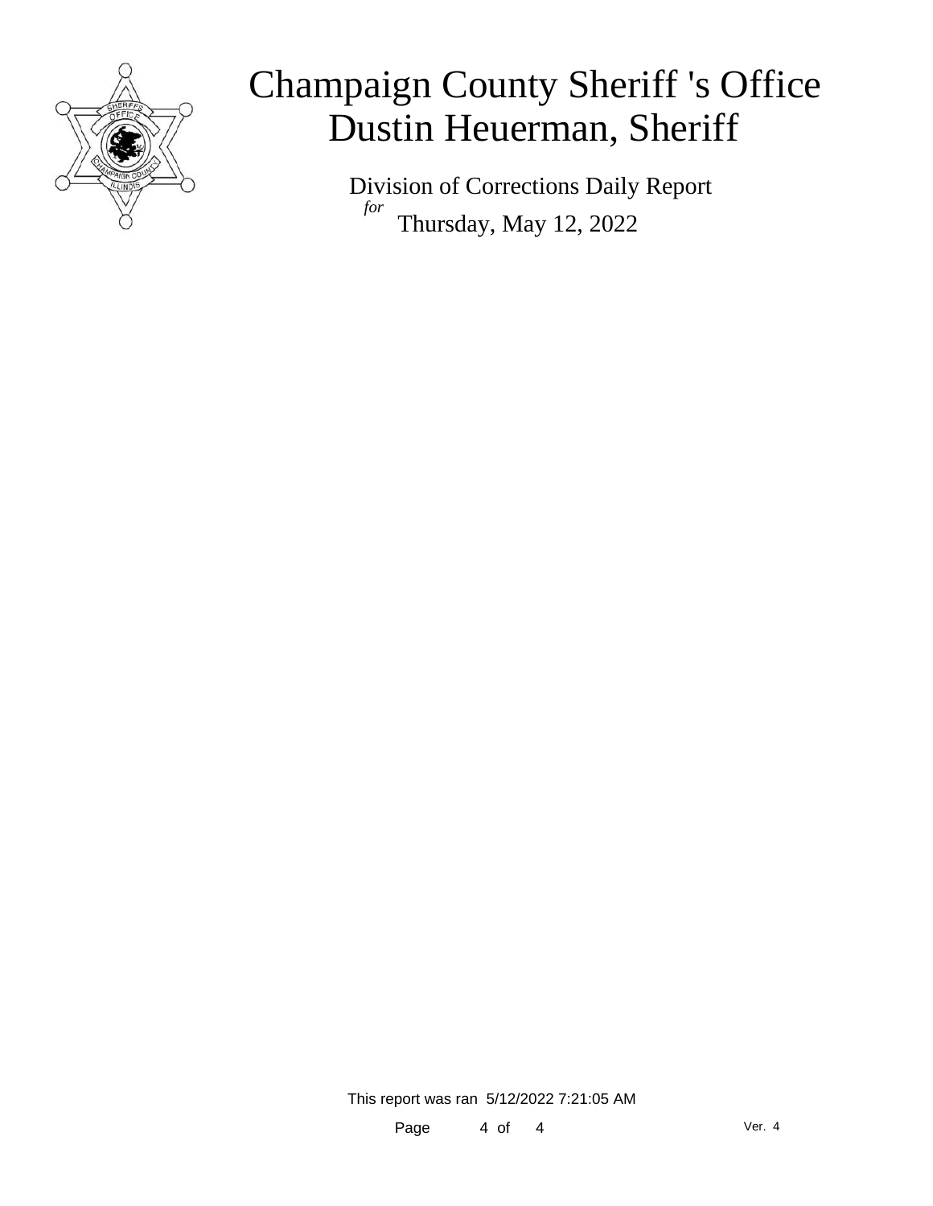# Champaign County Sheriff 's Office
# Dustin Heuerman, Sheriff

Division of Corrections Daily Report

*for* Thursday, May 12, 2022

This report was ran 5/12/2022 7:21:05 AM

Ver. 4